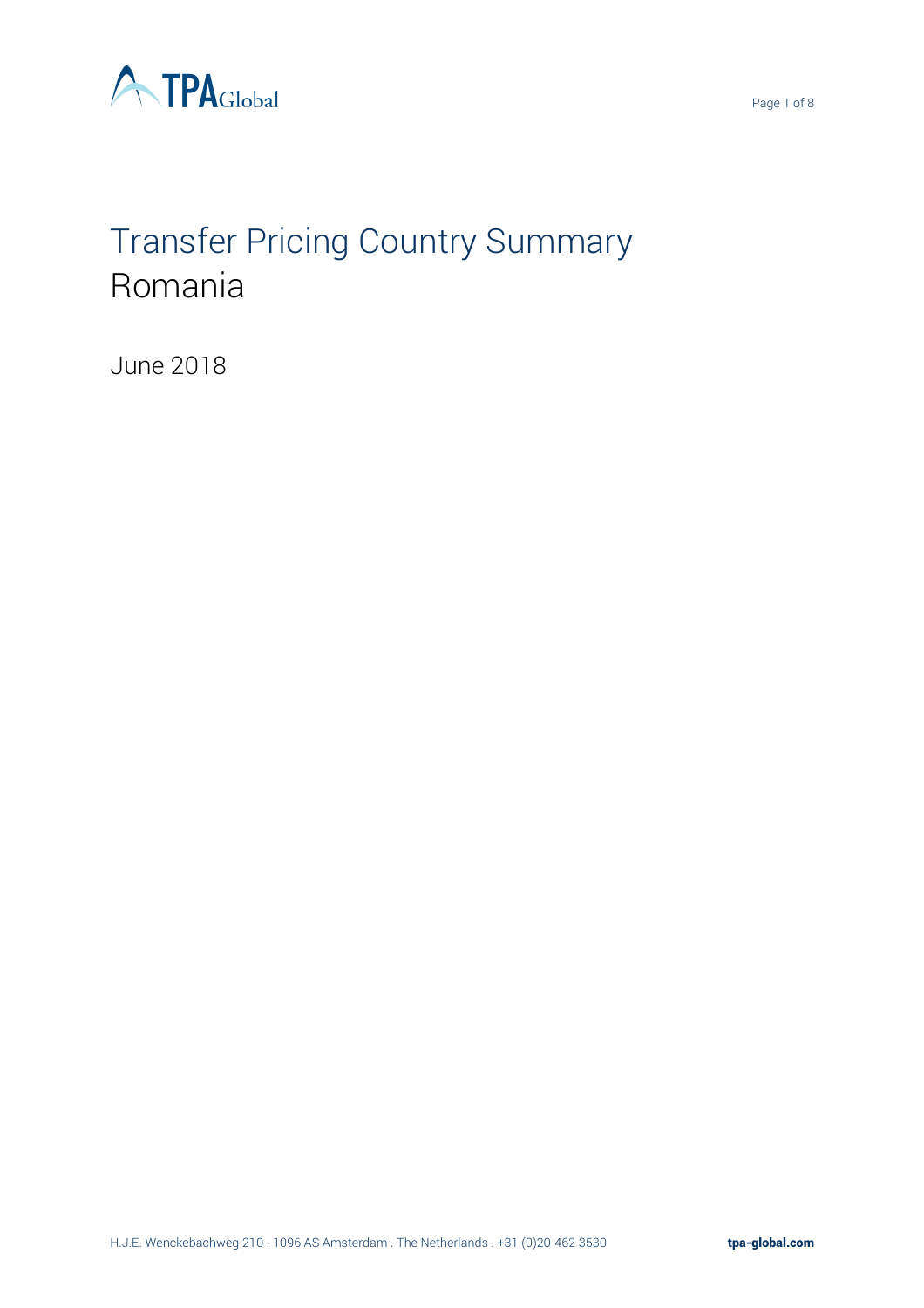# Transfer Pricing Country Summary
## Romania

June 2018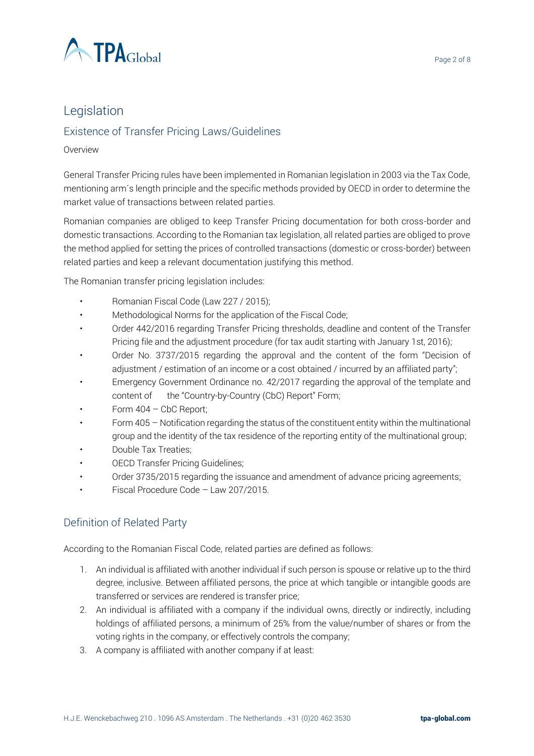# Legislation

## Existence of Transfer Pricing Laws/Guidelines

Overview

General Transfer Pricing rules have been implemented in Romanian legislation in 2003 via the Tax Code, mentioning arm´s length principle and the specific methods provided by OECD in order to determine the market value of transactions between related parties.

Romanian companies are obliged to keep Transfer Pricing documentation for both cross-border and domestic transactions. According to the Romanian tax legislation, all related parties are obliged to prove the method applied for setting the prices of controlled transactions (domestic or cross-border) between related parties and keep a relevant documentation justifying this method.

The Romanian transfer pricing legislation includes:

- Romanian Fiscal Code (Law 227 / 2015);
- Methodological Norms for the application of the Fiscal Code;
- Order 442/2016 regarding Transfer Pricing thresholds, deadline and content of the Transfer Pricing file and the adjustment procedure (for tax audit starting with January 1st, 2016);
- Order No. 3737/2015 regarding the approval and the content of the form "Decision of adjustment / estimation of an income or a cost obtained / incurred by an affiliated party";
- Emergency Government Ordinance no. 42/2017 regarding the approval of the template and content of the "Country-by-Country (CbC) Report" Form;
- Form 404 – CbC Report;
- Form 405 – Notification regarding the status of the constituent entity within the multinational group and the identity of the tax residence of the reporting entity of the multinational group;
- Double Tax Treaties;
- OECD Transfer Pricing Guidelines;
- Order 3735/2015 regarding the issuance and amendment of advance pricing agreements;
- Fiscal Procedure Code – Law 207/2015.

## Definition of Related Party

According to the Romanian Fiscal Code, related parties are defined as follows:

1. An individual is affiliated with another individual if such person is spouse or relative up to the third degree, inclusive. Between affiliated persons, the price at which tangible or intangible goods are transferred or services are rendered is transfer price;
2. An individual is affiliated with a company if the individual owns, directly or indirectly, including holdings of affiliated persons, a minimum of 25% from the value/number of shares or from the voting rights in the company, or effectively controls the company;
3. A company is affiliated with another company if at least: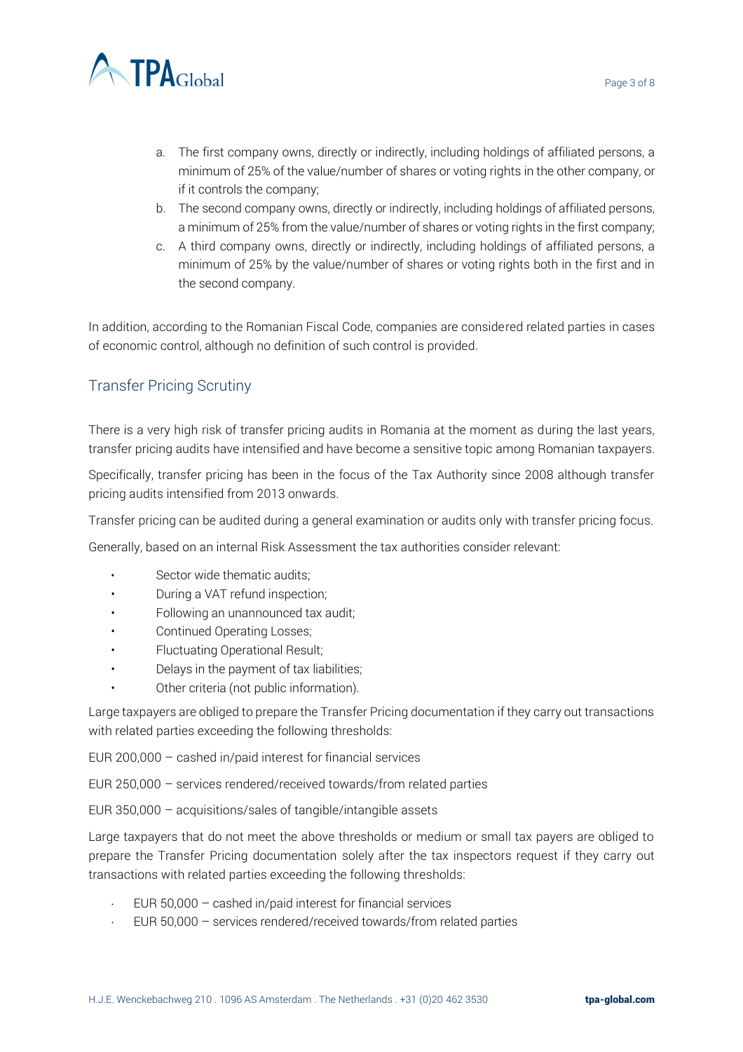a. The first company owns, directly or indirectly, including holdings of affiliated persons, a minimum of 25% of the value/number of shares or voting rights in the other company, or if it controls the company;
b. The second company owns, directly or indirectly, including holdings of affiliated persons, a minimum of 25% from the value/number of shares or voting rights in the first company;
c. A third company owns, directly or indirectly, including holdings of affiliated persons, a minimum of 25% by the value/number of shares or voting rights both in the first and in the second company.

In addition, according to the Romanian Fiscal Code, companies are considered related parties in cases of economic control, although no definition of such control is provided.

## Transfer Pricing Scrutiny

There is a very high risk of transfer pricing audits in Romania at the moment as during the last years, transfer pricing audits have intensified and have become a sensitive topic among Romanian taxpayers.

Specifically, transfer pricing has been in the focus of the Tax Authority since 2008 although transfer pricing audits intensified from 2013 onwards.

Transfer pricing can be audited during a general examination or audits only with transfer pricing focus.

Generally, based on an internal Risk Assessment the tax authorities consider relevant:

- Sector wide thematic audits;
- During a VAT refund inspection;
- Following an unannounced tax audit;
- Continued Operating Losses;
- Fluctuating Operational Result;
- Delays in the payment of tax liabilities;
- Other criteria (not public information).

Large taxpayers are obliged to prepare the Transfer Pricing documentation if they carry out transactions with related parties exceeding the following thresholds:

EUR 200,000 – cashed in/paid interest for financial services

EUR 250,000 – services rendered/received towards/from related parties

EUR 350,000 – acquisitions/sales of tangible/intangible assets

Large taxpayers that do not meet the above thresholds or medium or small tax payers are obliged to prepare the Transfer Pricing documentation solely after the tax inspectors request if they carry out transactions with related parties exceeding the following thresholds:

- EUR 50,000 – cashed in/paid interest for financial services
- EUR 50,000 – services rendered/received towards/from related parties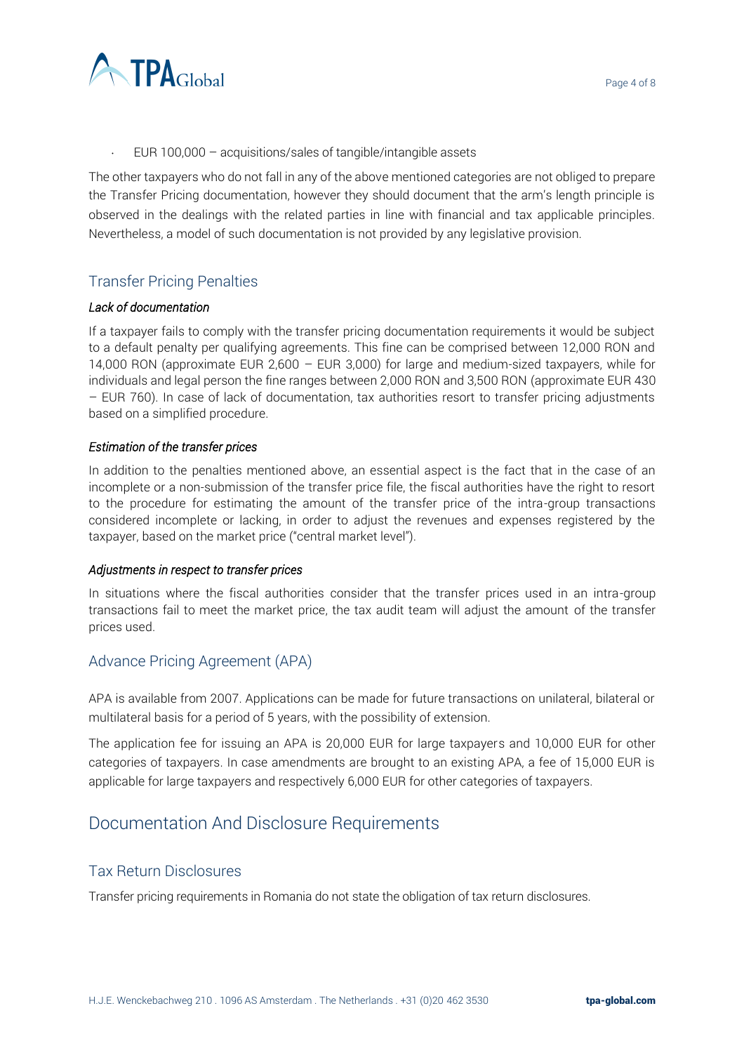- EUR 100,000 – acquisitions/sales of tangible/intangible assets

The other taxpayers who do not fall in any of the above mentioned categories are not obliged to prepare the Transfer Pricing documentation, however they should document that the arm's length principle is observed in the dealings with the related parties in line with financial and tax applicable principles. Nevertheless, a model of such documentation is not provided by any legislative provision.

### Transfer Pricing Penalties

*Lack of documentation*

If a taxpayer fails to comply with the transfer pricing documentation requirements it would be subject to a default penalty per qualifying agreements. This fine can be comprised between 12,000 RON and 14,000 RON (approximate EUR 2,600 – EUR 3,000) for large and medium-sized taxpayers, while for individuals and legal person the fine ranges between 2,000 RON and 3,500 RON (approximate EUR 430 – EUR 760). In case of lack of documentation, tax authorities resort to transfer pricing adjustments based on a simplified procedure.

*Estimation of the transfer prices*

In addition to the penalties mentioned above, an essential aspect is the fact that in the case of an incomplete or a non-submission of the transfer price file, the fiscal authorities have the right to resort to the procedure for estimating the amount of the transfer price of the intra-group transactions considered incomplete or lacking, in order to adjust the revenues and expenses registered by the taxpayer, based on the market price ("central market level").

*Adjustments in respect to transfer prices*

In situations where the fiscal authorities consider that the transfer prices used in an intra-group transactions fail to meet the market price, the tax audit team will adjust the amount of the transfer prices used.

### Advance Pricing Agreement (APA)

APA is available from 2007. Applications can be made for future transactions on unilateral, bilateral or multilateral basis for a period of 5 years, with the possibility of extension.

The application fee for issuing an APA is 20,000 EUR for large taxpayers and 10,000 EUR for other categories of taxpayers. In case amendments are brought to an existing APA, a fee of 15,000 EUR is applicable for large taxpayers and respectively 6,000 EUR for other categories of taxpayers.

## Documentation And Disclosure Requirements

### Tax Return Disclosures

Transfer pricing requirements in Romania do not state the obligation of tax return disclosures.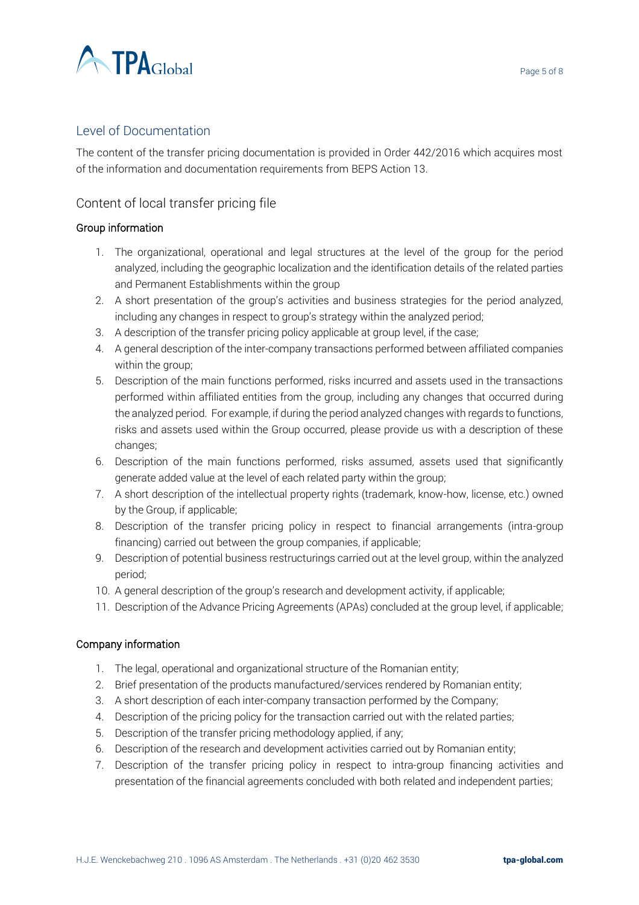## Level of Documentation

The content of the transfer pricing documentation is provided in Order 442/2016 which acquires most of the information and documentation requirements from BEPS Action 13.

## Content of local transfer pricing file

### Group information

1. The organizational, operational and legal structures at the level of the group for the period analyzed, including the geographic localization and the identification details of the related parties and Permanent Establishments within the group
2. A short presentation of the group's activities and business strategies for the period analyzed, including any changes in respect to group's strategy within the analyzed period;
3. A description of the transfer pricing policy applicable at group level, if the case;
4. A general description of the inter-company transactions performed between affiliated companies within the group;
5. Description of the main functions performed, risks incurred and assets used in the transactions performed within affiliated entities from the group, including any changes that occurred during the analyzed period. For example, if during the period analyzed changes with regards to functions, risks and assets used within the Group occurred, please provide us with a description of these changes;
6. Description of the main functions performed, risks assumed, assets used that significantly generate added value at the level of each related party within the group;
7. A short description of the intellectual property rights (trademark, know-how, license, etc.) owned by the Group, if applicable;
8. Description of the transfer pricing policy in respect to financial arrangements (intra-group financing) carried out between the group companies, if applicable;
9. Description of potential business restructurings carried out at the level group, within the analyzed period;
10. A general description of the group's research and development activity, if applicable;
11. Description of the Advance Pricing Agreements (APAs) concluded at the group level, if applicable;

### Company information

1. The legal, operational and organizational structure of the Romanian entity;
2. Brief presentation of the products manufactured/services rendered by Romanian entity;
3. A short description of each inter-company transaction performed by the Company;
4. Description of the pricing policy for the transaction carried out with the related parties;
5. Description of the transfer pricing methodology applied, if any;
6. Description of the research and development activities carried out by Romanian entity;
7. Description of the transfer pricing policy in respect to intra-group financing activities and presentation of the financial agreements concluded with both related and independent parties;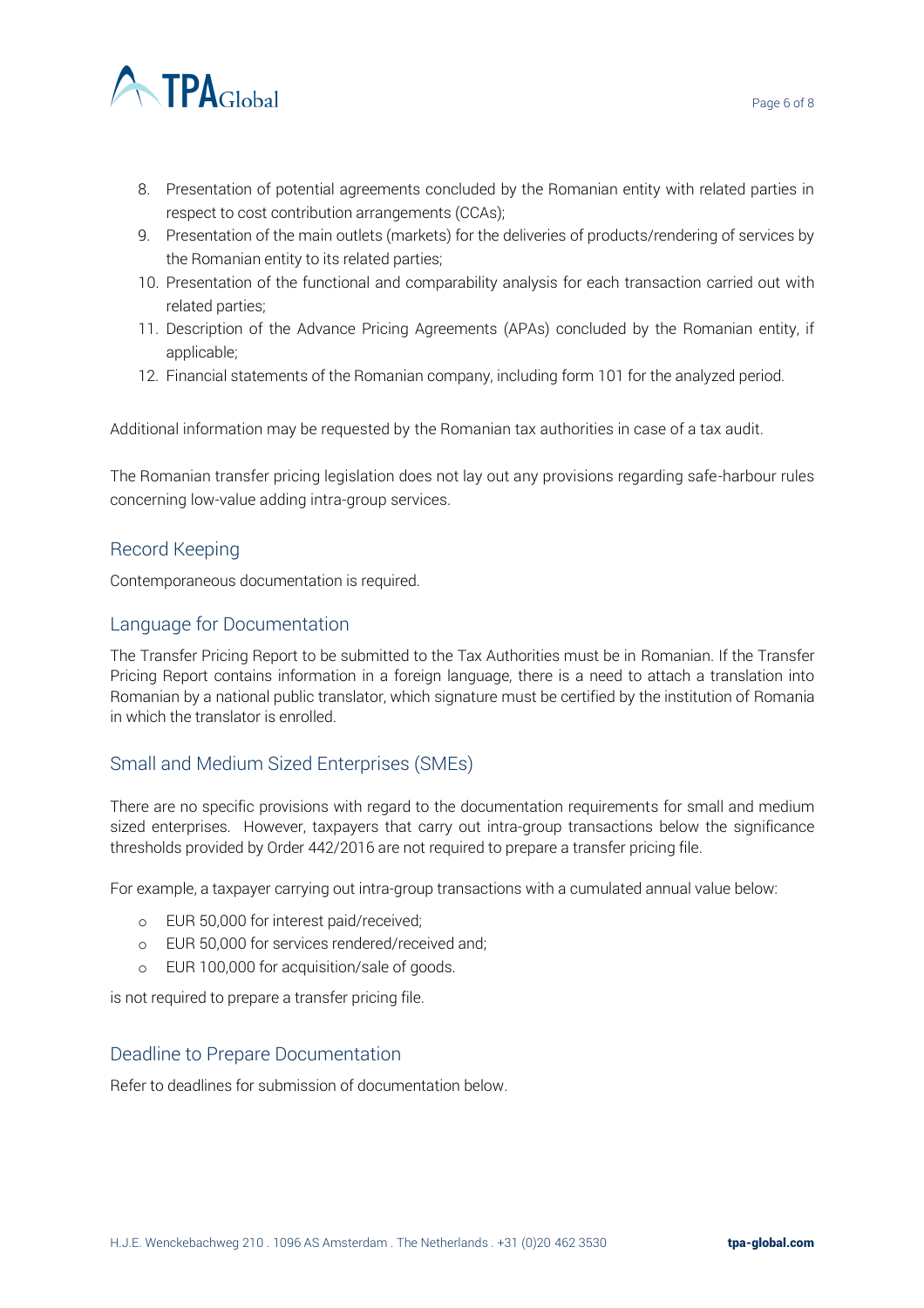8. Presentation of potential agreements concluded by the Romanian entity with related parties in respect to cost contribution arrangements (CCAs);
9. Presentation of the main outlets (markets) for the deliveries of products/rendering of services by the Romanian entity to its related parties;
10. Presentation of the functional and comparability analysis for each transaction carried out with related parties;
11. Description of the Advance Pricing Agreements (APAs) concluded by the Romanian entity, if applicable;
12. Financial statements of the Romanian company, including form 101 for the analyzed period.

Additional information may be requested by the Romanian tax authorities in case of a tax audit.

The Romanian transfer pricing legislation does not lay out any provisions regarding safe-harbour rules concerning low-value adding intra-group services.

## Record Keeping

Contemporaneous documentation is required.

## Language for Documentation

The Transfer Pricing Report to be submitted to the Tax Authorities must be in Romanian. If the Transfer Pricing Report contains information in a foreign language, there is a need to attach a translation into Romanian by a national public translator, which signature must be certified by the institution of Romania in which the translator is enrolled.

## Small and Medium Sized Enterprises (SMEs)

There are no specific provisions with regard to the documentation requirements for small and medium sized enterprises. However, taxpayers that carry out intra-group transactions below the significance thresholds provided by Order 442/2016 are not required to prepare a transfer pricing file.

For example, a taxpayer carrying out intra-group transactions with a cumulated annual value below:

- EUR 50,000 for interest paid/received;
- EUR 50,000 for services rendered/received and;
- EUR 100,000 for acquisition/sale of goods.

is not required to prepare a transfer pricing file.

## Deadline to Prepare Documentation

Refer to deadlines for submission of documentation below.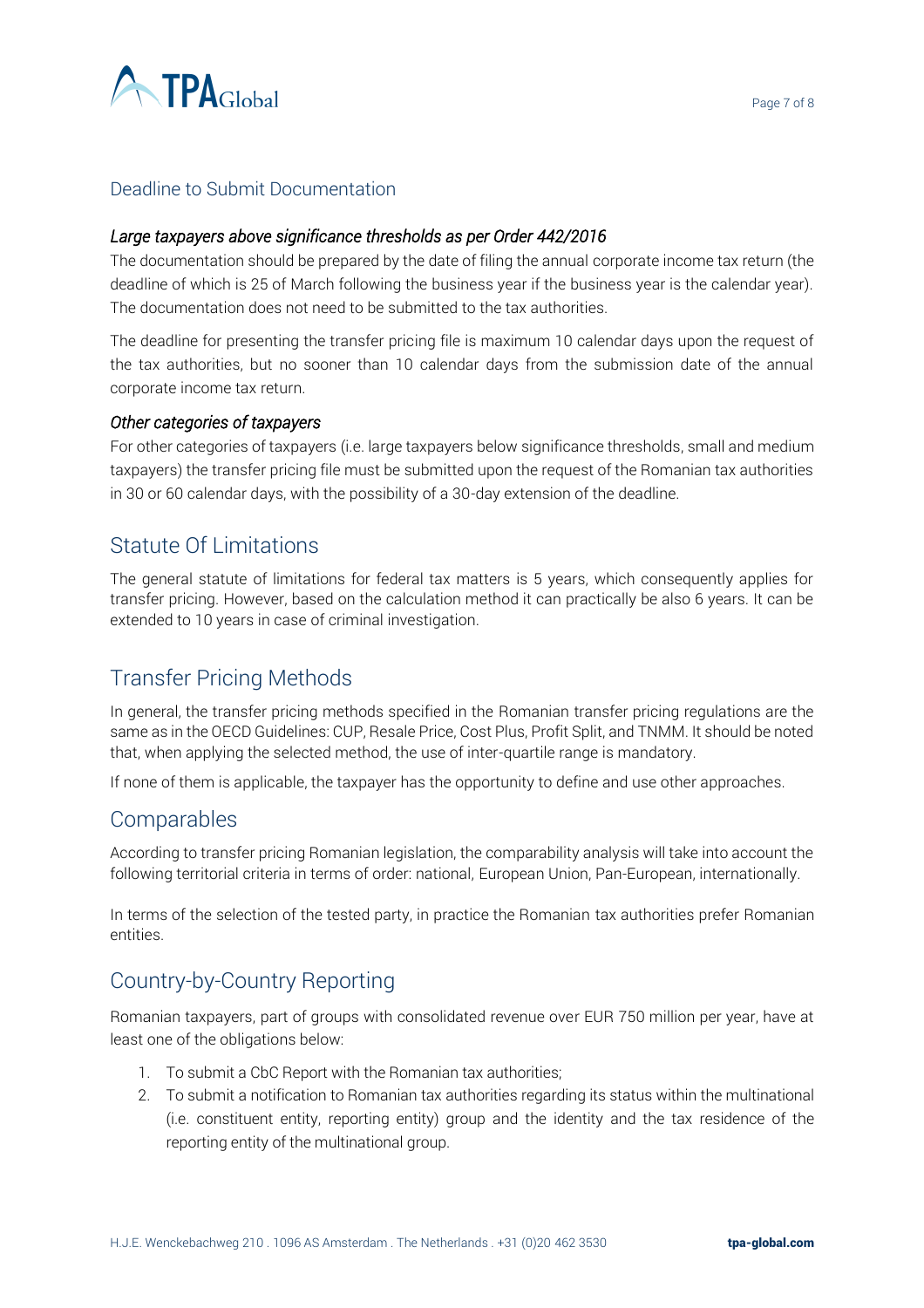## Deadline to Submit Documentation

### *Large taxpayers above significance thresholds as per Order 442/2016*

The documentation should be prepared by the date of filing the annual corporate income tax return (the deadline of which is 25 of March following the business year if the business year is the calendar year). The documentation does not need to be submitted to the tax authorities.

The deadline for presenting the transfer pricing file is maximum 10 calendar days upon the request of the tax authorities, but no sooner than 10 calendar days from the submission date of the annual corporate income tax return.

### *Other categories of taxpayers*

For other categories of taxpayers (i.e. large taxpayers below significance thresholds, small and medium taxpayers) the transfer pricing file must be submitted upon the request of the Romanian tax authorities in 30 or 60 calendar days, with the possibility of a 30-day extension of the deadline.

## Statute Of Limitations

The general statute of limitations for federal tax matters is 5 years, which consequently applies for transfer pricing. However, based on the calculation method it can practically be also 6 years. It can be extended to 10 years in case of criminal investigation.

## Transfer Pricing Methods

In general, the transfer pricing methods specified in the Romanian transfer pricing regulations are the same as in the OECD Guidelines: CUP, Resale Price, Cost Plus, Profit Split, and TNMM. It should be noted that, when applying the selected method, the use of inter-quartile range is mandatory.

If none of them is applicable, the taxpayer has the opportunity to define and use other approaches.

## Comparables

According to transfer pricing Romanian legislation, the comparability analysis will take into account the following territorial criteria in terms of order: national, European Union, Pan-European, internationally.

In terms of the selection of the tested party, in practice the Romanian tax authorities prefer Romanian entities.

## Country-by-Country Reporting

Romanian taxpayers, part of groups with consolidated revenue over EUR 750 million per year, have at least one of the obligations below:

1. To submit a CbC Report with the Romanian tax authorities;
2. To submit a notification to Romanian tax authorities regarding its status within the multinational (i.e. constituent entity, reporting entity) group and the identity and the tax residence of the reporting entity of the multinational group.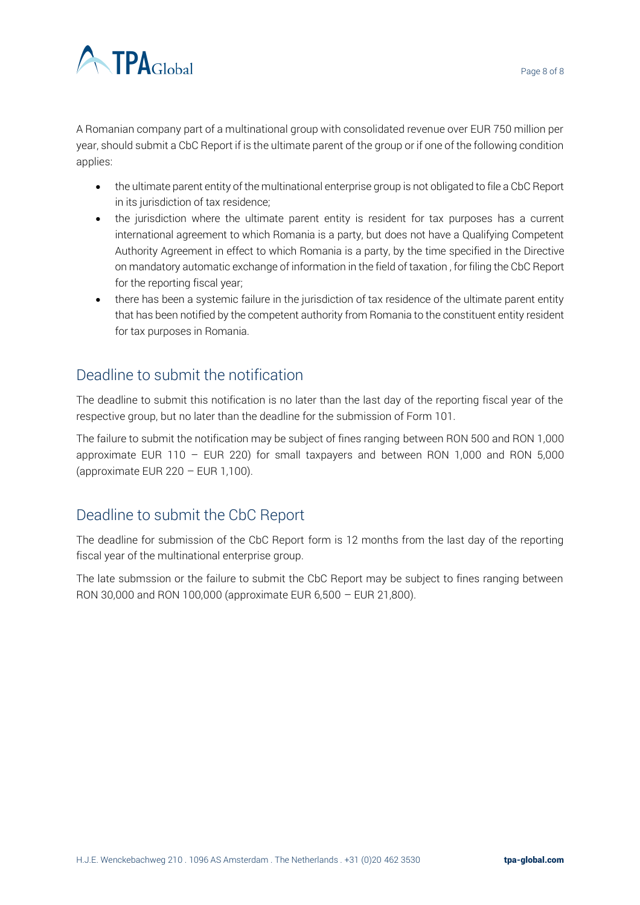A Romanian company part of a multinational group with consolidated revenue over EUR 750 million per year, should submit a CbC Report if is the ultimate parent of the group or if one of the following condition applies:

- the ultimate parent entity of the multinational enterprise group is not obligated to file a CbC Report in its jurisdiction of tax residence;
- the jurisdiction where the ultimate parent entity is resident for tax purposes has a current international agreement to which Romania is a party, but does not have a Qualifying Competent Authority Agreement in effect to which Romania is a party, by the time specified in the Directive on mandatory automatic exchange of information in the field of taxation , for filing the CbC Report for the reporting fiscal year;
- there has been a systemic failure in the jurisdiction of tax residence of the ultimate parent entity that has been notified by the competent authority from Romania to the constituent entity resident for tax purposes in Romania.

## Deadline to submit the notification

The deadline to submit this notification is no later than the last day of the reporting fiscal year of the respective group, but no later than the deadline for the submission of Form 101.

The failure to submit the notification may be subject of fines ranging between RON 500 and RON 1,000 approximate EUR 110 – EUR 220) for small taxpayers and between RON 1,000 and RON 5,000 (approximate EUR 220 – EUR 1,100).

## Deadline to submit the CbC Report

The deadline for submission of the CbC Report form is 12 months from the last day of the reporting fiscal year of the multinational enterprise group.

The late submssion or the failure to submit the CbC Report may be subject to fines ranging between RON 30,000 and RON 100,000 (approximate EUR 6,500 – EUR 21,800).